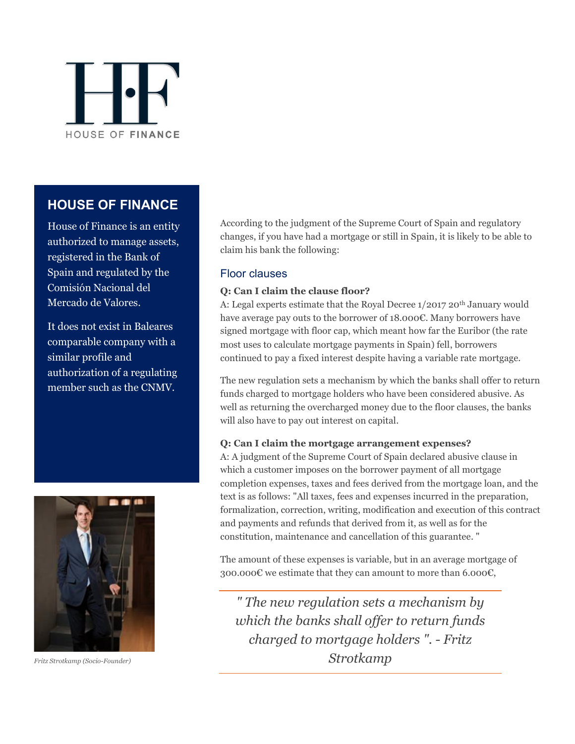HOUSE OF FINANCE

## HOUSE OF FINANCE

House of Finance is an entity authorized to manage assets, registered in the Bank of Spain and regulated by the Comisión Nacional del Mercado de Valores.

It does not exist in Baleares comparable company with a similar profile and authorization of a regulating member such as the CNMV.

*Fritz Strotkamp (Socio-Founder)*

According to the judgment of the Supreme Court of Spain and regulatory changes, if you have had a mortgage or still in Spain, it is likely to be able to claim his bank the following:

### Floor clauses

**Q: Can I claim the clause floor?**
A: Legal experts estimate that the Royal Decree 1/2017 20th January would have average pay outs to the borrower of 18.000€. Many borrowers have signed mortgage with floor cap, which meant how far the Euribor (the rate most uses to calculate mortgage payments in Spain) fell, borrowers continued to pay a fixed interest despite having a variable rate mortgage.

The new regulation sets a mechanism by which the banks shall offer to return funds charged to mortgage holders who have been considered abusive. As well as returning the overcharged money due to the floor clauses, the banks will also have to pay out interest on capital.

**Q: Can I claim the mortgage arrangement expenses?**
A: A judgment of the Supreme Court of Spain declared abusive clause in which a customer imposes on the borrower payment of all mortgage completion expenses, taxes and fees derived from the mortgage loan, and the text is as follows: "All taxes, fees and expenses incurred in the preparation, formalization, correction, writing, modification and execution of this contract and payments and refunds that derived from it, as well as for the constitution, maintenance and cancellation of this guarantee. "

The amount of these expenses is variable, but in an average mortgage of 300.000€ we estimate that they can amount to more than 6.000€,

> *" The new regulation sets a mechanism by which the banks shall offer to return funds charged to mortgage holders ". - Fritz Strotkamp*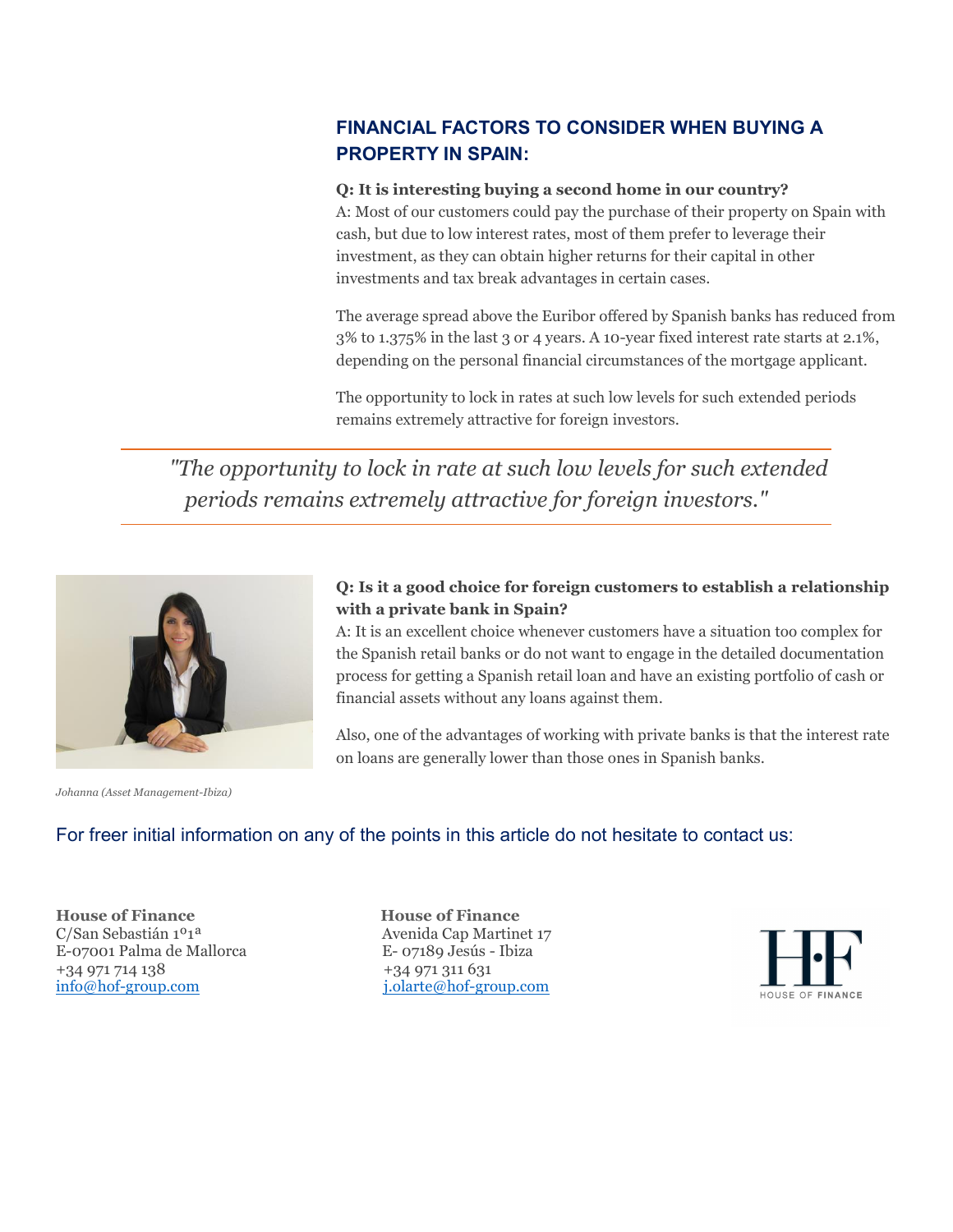## FINANCIAL FACTORS TO CONSIDER WHEN BUYING A PROPERTY IN SPAIN:

**Q: It is interesting buying a second home in our country?**
A: Most of our customers could pay the purchase of their property on Spain with cash, but due to low interest rates, most of them prefer to leverage their investment, as they can obtain higher returns for their capital in other investments and tax break advantages in certain cases.

The average spread above the Euribor offered by Spanish banks has reduced from 3% to 1.375% in the last 3 or 4 years. A 10-year fixed interest rate starts at 2.1%, depending on the personal financial circumstances of the mortgage applicant.

The opportunity to lock in rates at such low levels for such extended periods remains extremely attractive for foreign investors.

> *"The opportunity to lock in rate at such low levels for such extended periods remains extremely attractive for foreign investors."*

**Q: Is it a good choice for foreign customers to establish a relationship with a private bank in Spain?**
A: It is an excellent choice whenever customers have a situation too complex for the Spanish retail banks or do not want to engage in the detailed documentation process for getting a Spanish retail loan and have an existing portfolio of cash or financial assets without any loans against them.

Also, one of the advantages of working with private banks is that the interest rate on loans are generally lower than those ones in Spanish banks.

*Johanna (Asset Management-Ibiza)*

For freer initial information on any of the points in this article do not hesitate to contact us:

**House of Finance**
C/San Sebastián 1º1ª
E-07001 Palma de Mallorca
+34 971 714 138
info@hof-group.com

**House of Finance**
Avenida Cap Martinet 17
E- 07189 Jesús - Ibiza
+34 971 311 631
j.olarte@hof-group.com

H·F
HOUSE OF FINANCE